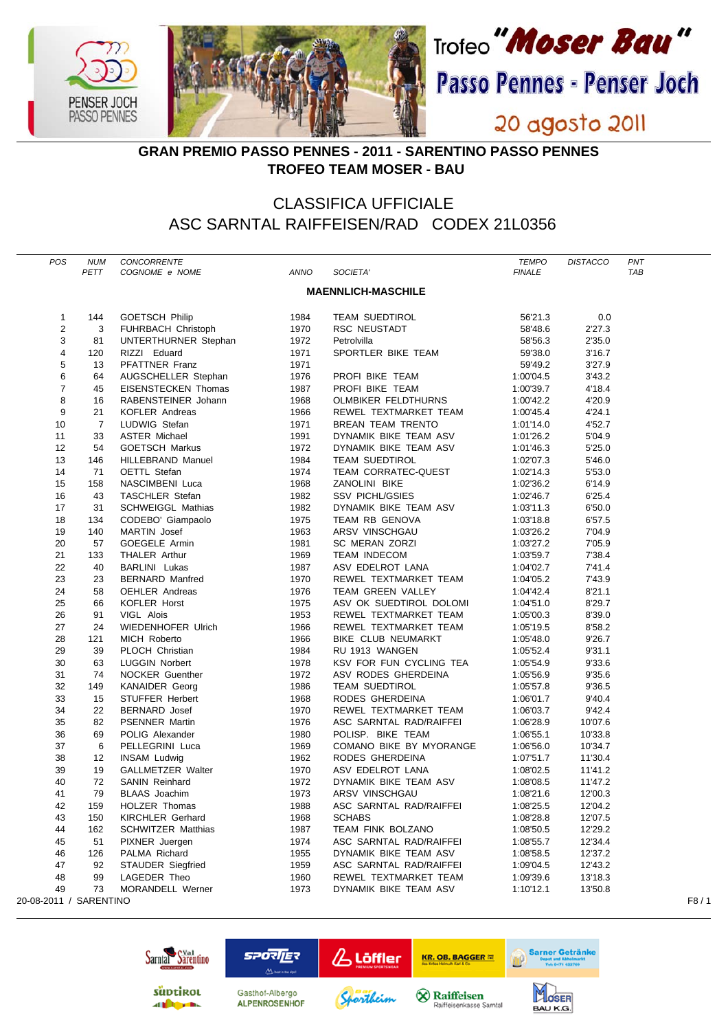Trofeo "Moser Bau"

Passo Pennes - Penser Joch

20 agosto 2011

## GRAN PREMIO PASSO PENNES - 2011 - SARENTINO PASSO PENNES
## TROFEO TEAM MOSER - BAU

# CLASSIFICA UFFICIALE
# ASC SARNTAL RAIFFEISEN/RAD CODEX 21L0356

| POS | NUM PETT | CONCORRENTE COGNOME e NOME | ANNO | SOCIETA' | TEMPO FINALE | DISTACCO | PNT TAB |
|---|---|---|---|---|---|---|---|
| | | | | **MAENNLICH-MASCHILE** | | | |
| 1 | 144 | GOETSCH Philip | 1984 | TEAM SUEDTIROL | 56'21.3 | 0.0 | |
| 2 | 3 | FUHRBACH Christoph | 1970 | RSC NEUSTADT | 58'48.6 | 2'27.3 | |
| 3 | 81 | UNTERTHURNER Stephan | 1972 | Petrolvilla | 58'56.3 | 2'35.0 | |
| 4 | 120 | RIZZI Eduard | 1971 | SPORTLER BIKE TEAM | 59'38.0 | 3'16.7 | |
| 5 | 13 | PFATTNER Franz | 1971 | | 59'49.2 | 3'27.9 | |
| 6 | 64 | AUGSCHELLER Stephan | 1976 | PROFI BIKE TEAM | 1:00'04.5 | 3'43.2 | |
| 7 | 45 | EISENSTECKEN Thomas | 1987 | PROFI BIKE TEAM | 1:00'39.7 | 4'18.4 | |
| 8 | 16 | RABENSTEINER Johann | 1968 | OLMBIKER FELDTHURNS | 1:00'42.2 | 4'20.9 | |
| 9 | 21 | KOFLER Andreas | 1966 | REWEL TEXTMARKET TEAM | 1:00'45.4 | 4'24.1 | |
| 10 | 7 | LUDWIG Stefan | 1971 | BREAN TEAM TRENTO | 1:01'14.0 | 4'52.7 | |
| 11 | 33 | ASTER Michael | 1991 | DYNAMIK BIKE TEAM ASV | 1:01'26.2 | 5'04.9 | |
| 12 | 54 | GOETSCH Markus | 1972 | DYNAMIK BIKE TEAM ASV | 1:01'46.3 | 5'25.0 | |
| 13 | 146 | HILLEBRAND Manuel | 1984 | TEAM SUEDTIROL | 1:02'07.3 | 5'46.0 | |
| 14 | 71 | OETTL Stefan | 1974 | TEAM CORRATEC-QUEST | 1:02'14.3 | 5'53.0 | |
| 15 | 158 | NASCIMBENI Luca | 1968 | ZANOLINI BIKE | 1:02'36.2 | 6'14.9 | |
| 16 | 43 | TASCHLER Stefan | 1982 | SSV PICHL/GSIES | 1:02'46.7 | 6'25.4 | |
| 17 | 31 | SCHWEIGGL Mathias | 1982 | DYNAMIK BIKE TEAM ASV | 1:03'11.3 | 6'50.0 | |
| 18 | 134 | CODEBO' Giampaolo | 1975 | TEAM RB GENOVA | 1:03'18.8 | 6'57.5 | |
| 19 | 140 | MARTIN Josef | 1963 | ARSV VINSCHGAU | 1:03'26.2 | 7'04.9 | |
| 20 | 57 | GOEGELE Armin | 1981 | SC MERAN ZORZI | 1:03'27.2 | 7'05.9 | |
| 21 | 133 | THALER Arthur | 1969 | TEAM INDECOM | 1:03'59.7 | 7'38.4 | |
| 22 | 40 | BARLINI Lukas | 1987 | ASV EDELROT LANA | 1:04'02.7 | 7'41.4 | |
| 23 | 23 | BERNARD Manfred | 1970 | REWEL TEXTMARKET TEAM | 1:04'05.2 | 7'43.9 | |
| 24 | 58 | OEHLER Andreas | 1976 | TEAM GREEN VALLEY | 1:04'42.4 | 8'21.1 | |
| 25 | 66 | KOFLER Horst | 1975 | ASV OK SUEDTIROL DOLOMI | 1:04'51.0 | 8'29.7 | |
| 26 | 91 | VIGL Alois | 1953 | REWEL TEXTMARKET TEAM | 1:05'00.3 | 8'39.0 | |
| 27 | 24 | WIEDENHOFER Ulrich | 1966 | REWEL TEXTMARKET TEAM | 1:05'19.5 | 8'58.2 | |
| 28 | 121 | MICH Roberto | 1966 | BIKE CLUB NEUMARKT | 1:05'48.0 | 9'26.7 | |
| 29 | 39 | PLOCH Christian | 1984 | RU 1913 WANGEN | 1:05'52.4 | 9'31.1 | |
| 30 | 63 | LUGGIN Norbert | 1978 | KSV FOR FUN CYCLING TEA | 1:05'54.9 | 9'33.6 | |
| 31 | 74 | NOCKER Guenther | 1972 | ASV RODES GHERDEINA | 1:05'56.9 | 9'35.6 | |
| 32 | 149 | KANAIDER Georg | 1986 | TEAM SUEDTIROL | 1:05'57.8 | 9'36.5 | |
| 33 | 15 | STUFFER Herbert | 1968 | RODES GHERDEINA | 1:06'01.7 | 9'40.4 | |
| 34 | 22 | BERNARD Josef | 1970 | REWEL TEXTMARKET TEAM | 1:06'03.7 | 9'42.4 | |
| 35 | 82 | PSENNER Martin | 1976 | ASC SARNTAL RAD/RAIFFEI | 1:06'28.9 | 10'07.6 | |
| 36 | 69 | POLIG Alexander | 1980 | POLISP. BIKE TEAM | 1:06'55.1 | 10'33.8 | |
| 37 | 6 | PELLEGRINI Luca | 1969 | COMANO BIKE BY MYORANGE | 1:06'56.0 | 10'34.7 | |
| 38 | 12 | INSAM Ludwig | 1962 | RODES GHERDEINA | 1:07'51.7 | 11'30.4 | |
| 39 | 19 | GALLMETZER Walter | 1970 | ASV EDELROT LANA | 1:08'02.5 | 11'41.2 | |
| 40 | 72 | SANIN Reinhard | 1972 | DYNAMIK BIKE TEAM ASV | 1:08'08.5 | 11'47.2 | |
| 41 | 79 | BLAAS Joachim | 1973 | ARSV VINSCHGAU | 1:08'21.6 | 12'00.3 | |
| 42 | 159 | HOLZER Thomas | 1988 | ASC SARNTAL RAD/RAIFFEI | 1:08'25.5 | 12'04.2 | |
| 43 | 150 | KIRCHLER Gerhard | 1968 | SCHABS | 1:08'28.8 | 12'07.5 | |
| 44 | 162 | SCHWITZER Matthias | 1987 | TEAM FINK BOLZANO | 1:08'50.5 | 12'29.2 | |
| 45 | 51 | PIXNER Juergen | 1974 | ASC SARNTAL RAD/RAIFFEI | 1:08'55.7 | 12'34.4 | |
| 46 | 126 | PALMA Richard | 1955 | DYNAMIK BIKE TEAM ASV | 1:08'58.5 | 12'37.2 | |
| 47 | 92 | STAUDER Siegfried | 1959 | ASC SARNTAL RAD/RAIFFEI | 1:09'04.5 | 12'43.2 | |
| 48 | 99 | LAGEDER Theo | 1960 | REWEL TEXTMARKET TEAM | 1:09'39.6 | 13'18.3 | |
| 49 | 73 | MORANDELL Werner | 1973 | DYNAMIK BIKE TEAM ASV | 1:10'12.1 | 13'50.8 | |

20-08-2011 / SARENTINO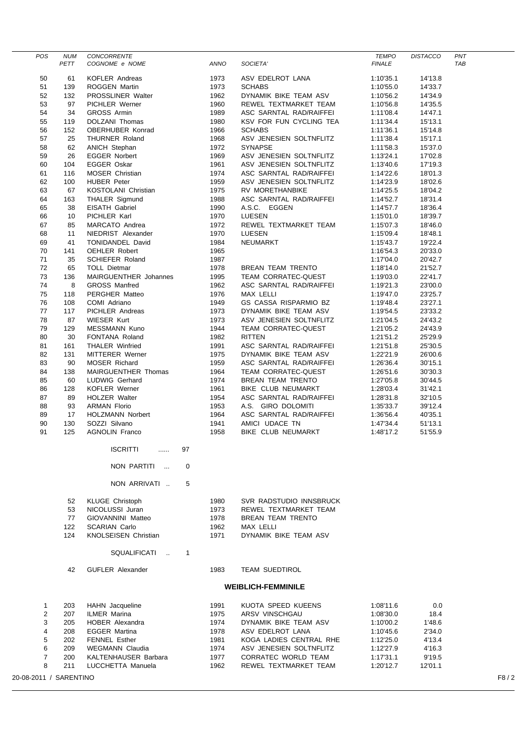| POS | NUM PETT | CONCORRENTE COGNOME e NOME | ANNO | SOCIETA' | TEMPO FINALE | DISTACCO | PNT TAB |
|---|---|---|---|---|---|---|---|
| 50 | 61 | KOFLER Andreas | 1973 | ASV EDELROT LANA | 1:10'35.1 | 14'13.8 | |
| 51 | 139 | ROGGEN Martin | 1973 | SCHABS | 1:10'55.0 | 14'33.7 | |
| 52 | 132 | PROSSLINER Walter | 1962 | DYNAMIK BIKE TEAM ASV | 1:10'56.2 | 14'34.9 | |
| 53 | 97 | PICHLER Werner | 1960 | REWEL TEXTMARKET TEAM | 1:10'56.8 | 14'35.5 | |
| 54 | 34 | GROSS Armin | 1989 | ASC SARNTAL RAD/RAIFFEI | 1:11'08.4 | 14'47.1 | |
| 55 | 119 | DOLZANI Thomas | 1980 | KSV FOR FUN CYCLING TEA | 1:11'34.4 | 15'13.1 | |
| 56 | 152 | OBERHUBER Konrad | 1966 | SCHABS | 1:11'36.1 | 15'14.8 | |
| 57 | 25 | THURNER Roland | 1968 | ASV JENESIEN SOLTNFLITZ | 1:11'38.4 | 15'17.1 | |
| 58 | 62 | ANICH Stephan | 1972 | SYNAPSE | 1:11'58.3 | 15'37.0 | |
| 59 | 26 | EGGER Norbert | 1969 | ASV JENESIEN SOLTNFLITZ | 1:13'24.1 | 17'02.8 | |
| 60 | 104 | EGGER Oskar | 1961 | ASV JENESIEN SOLTNFLITZ | 1:13'40.6 | 17'19.3 | |
| 61 | 116 | MOSER Christian | 1974 | ASC SARNTAL RAD/RAIFFEI | 1:14'22.6 | 18'01.3 | |
| 62 | 100 | HUBER Peter | 1959 | ASV JENESIEN SOLTNFLITZ | 1:14'23.9 | 18'02.6 | |
| 63 | 67 | KOSTOLANI Christian | 1975 | RV MORETHANBIKE | 1:14'25.5 | 18'04.2 | |
| 64 | 163 | THALER Sigmund | 1988 | ASC SARNTAL RAD/RAIFFEI | 1:14'52.7 | 18'31.4 | |
| 65 | 38 | EISATH Gabriel | 1990 | A.S.C. EGGEN | 1:14'57.7 | 18'36.4 | |
| 66 | 10 | PICHLER Karl | 1970 | LUESEN | 1:15'01.0 | 18'39.7 | |
| 67 | 85 | MARCATO Andrea | 1972 | REWEL TEXTMARKET TEAM | 1:15'07.3 | 18'46.0 | |
| 68 | 11 | NIEDRIST Alexander | 1970 | LUESEN | 1:15'09.4 | 18'48.1 | |
| 69 | 41 | TONIDANDEL David | 1984 | NEUMARKT | 1:15'43.7 | 19'22.4 | |
| 70 | 141 | OEHLER Robert | 1965 | | 1:16'54.3 | 20'33.0 | |
| 71 | 35 | SCHIEFER Roland | 1987 | | 1:17'04.0 | 20'42.7 | |
| 72 | 65 | TOLL Dietmar | 1978 | BREAN TEAM TRENTO | 1:18'14.0 | 21'52.7 | |
| 73 | 136 | MAIRGUENTHER Johannes | 1995 | TEAM CORRATEC-QUEST | 1:19'03.0 | 22'41.7 | |
| 74 | 8 | GROSS Manfred | 1962 | ASC SARNTAL RAD/RAIFFEI | 1:19'21.3 | 23'00.0 | |
| 75 | 118 | PERGHER Matteo | 1976 | MAX LELLI | 1:19'47.0 | 23'25.7 | |
| 76 | 108 | COMI Adriano | 1949 | GS CASSA RISPARMIO BZ | 1:19'48.4 | 23'27.1 | |
| 77 | 117 | PICHLER Andreas | 1973 | DYNAMIK BIKE TEAM ASV | 1:19'54.5 | 23'33.2 | |
| 78 | 87 | WIESER Kurt | 1973 | ASV JENESIEN SOLTNFLITZ | 1:21'04.5 | 24'43.2 | |
| 79 | 129 | MESSMANN Kuno | 1944 | TEAM CORRATEC-QUEST | 1:21'05.2 | 24'43.9 | |
| 80 | 30 | FONTANA Roland | 1982 | RITTEN | 1:21'51.2 | 25'29.9 | |
| 81 | 161 | THALER Winfried | 1991 | ASC SARNTAL RAD/RAIFFEI | 1:21'51.8 | 25'30.5 | |
| 82 | 131 | MITTERER Werner | 1975 | DYNAMIK BIKE TEAM ASV | 1:22'21.9 | 26'00.6 | |
| 83 | 90 | MOSER Richard | 1959 | ASC SARNTAL RAD/RAIFFEI | 1:26'36.4 | 30'15.1 | |
| 84 | 138 | MAIRGUENTHER Thomas | 1964 | TEAM CORRATEC-QUEST | 1:26'51.6 | 30'30.3 | |
| 85 | 60 | LUDWIG Gerhard | 1974 | BREAN TEAM TRENTO | 1:27'05.8 | 30'44.5 | |
| 86 | 128 | KOFLER Werner | 1961 | BIKE CLUB NEUMARKT | 1:28'03.4 | 31'42.1 | |
| 87 | 89 | HOLZER Walter | 1954 | ASC SARNTAL RAD/RAIFFEI | 1:28'31.8 | 32'10.5 | |
| 88 | 93 | ARMAN Florio | 1953 | A.S. GIRO DOLOMITI | 1:35'33.7 | 39'12.4 | |
| 89 | 17 | HOLZMANN Norbert | 1964 | ASC SARNTAL RAD/RAIFFEI | 1:36'56.4 | 40'35.1 | |
| 90 | 130 | SOZZI Silvano | 1941 | AMICI UDACE TN | 1:47'34.4 | 51'13.1 | |
| 91 | 125 | AGNOLIN Franco | 1958 | BIKE CLUB NEUMARKT | 1:48'17.2 | 51'55.9 | |

ISCRITTI ...... 97

NON PARTITI ... 0

NON ARRIVATI .. 5

| NUM PETT | COGNOME e NOME | ANNO | SOCIETA' |
|---|---|---|---|
| 52 | KLUGE Christoph | 1980 | SVR RADSTUDIO INNSBRUCK |
| 53 | NICOLUSSI Juran | 1973 | REWEL TEXTMARKET TEAM |
| 77 | GIOVANNINI Matteo | 1978 | BREAN TEAM TRENTO |
| 122 | SCARIAN Carlo | 1962 | MAX LELLI |
| 124 | KNOLSEISEN Christian | 1971 | DYNAMIK BIKE TEAM ASV |

SQUALIFICATI .. 1

| NUM PETT | COGNOME e NOME | ANNO | SOCIETA' |
|---|---|---|---|
| 42 | GUFLER Alexander | 1983 | TEAM SUEDTIROL |

## WEIBLICH-FEMMINILE

| POS | NUM PETT | COGNOME e NOME | ANNO | SOCIETA' | TEMPO FINALE | DISTACCO | PNT TAB |
|---|---|---|---|---|---|---|---|
| 1 | 203 | HAHN Jacqueline | 1991 | KUOTA SPEED KUEENS | 1:08'11.6 | 0.0 | |
| 2 | 207 | ILMER Marina | 1975 | ARSV VINSCHGAU | 1:08'30.0 | 18.4 | |
| 3 | 205 | HOBER Alexandra | 1974 | DYNAMIK BIKE TEAM ASV | 1:10'00.2 | 1'48.6 | |
| 4 | 208 | EGGER Martina | 1978 | ASV EDELROT LANA | 1:10'45.6 | 2'34.0 | |
| 5 | 202 | FENNEL Esther | 1981 | KOGA LADIES CENTRAL RHE | 1:12'25.0 | 4'13.4 | |
| 6 | 209 | WEGMANN Claudia | 1974 | ASV JENESIEN SOLTNFLITZ | 1:12'27.9 | 4'16.3 | |
| 7 | 200 | KALTENHAUSER Barbara | 1977 | CORRATEC WORLD TEAM | 1:17'31.1 | 9'19.5 | |
| 8 | 211 | LUCCHETTA Manuela | 1962 | REWEL TEXTMARKET TEAM | 1:20'12.7 | 12'01.1 | |

20-08-2011 / SARENTINO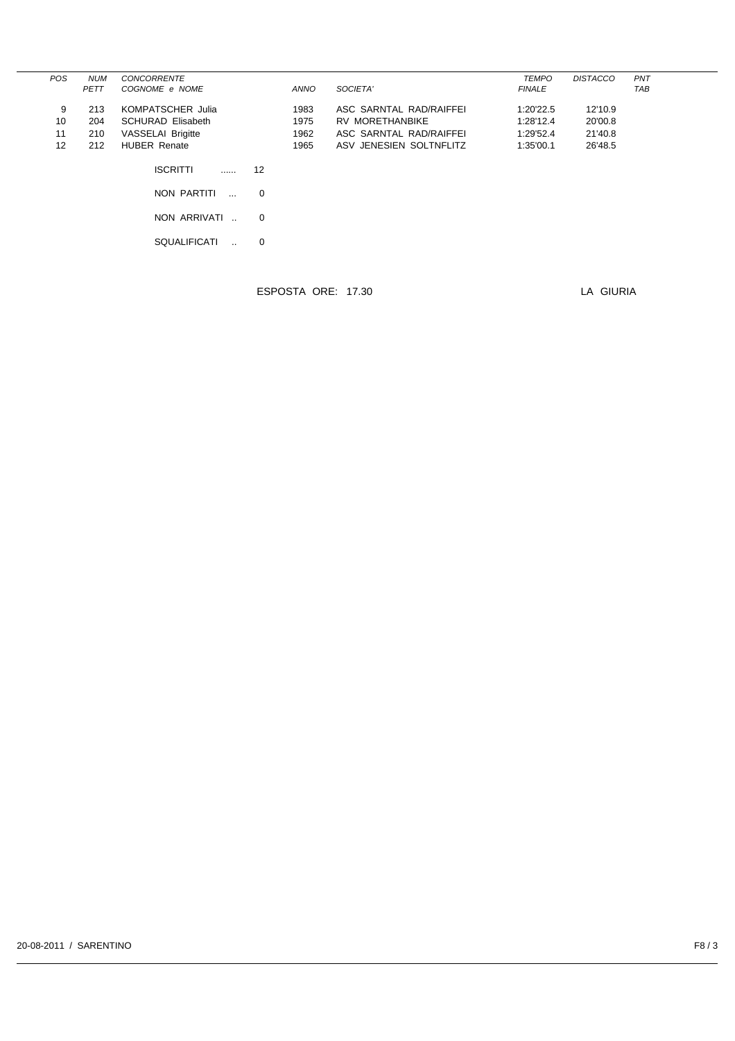| POS | NUM PETT | CONCORRENTE COGNOME e NOME | ANNO | SOCIETA' | TEMPO FINALE | DISTACCO | PNT TAB |
|---|---|---|---|---|---|---|---|
| 9 | 213 | KOMPATSCHER Julia | 1983 | ASC SARNTAL RAD/RAIFFEI | 1:20'22.5 | 12'10.9 | |
| 10 | 204 | SCHURAD Elisabeth | 1975 | RV MORETHANBIKE | 1:28'12.4 | 20'00.8 | |
| 11 | 210 | VASSELAI Brigitte | 1962 | ASC SARNTAL RAD/RAIFFEI | 1:29'52.4 | 21'40.8 | |
| 12 | 212 | HUBER Renate | 1965 | ASV JENESIEN SOLTNFLITZ | 1:35'00.1 | 26'48.5 | |

ISCRITTI ...... 12

NON PARTITI ... 0

NON ARRIVATI .. 0

SQUALIFICATI .. 0

ESPOSTA ORE: 17.30

LA GIURIA

20-08-2011 / SARENTINO

F8